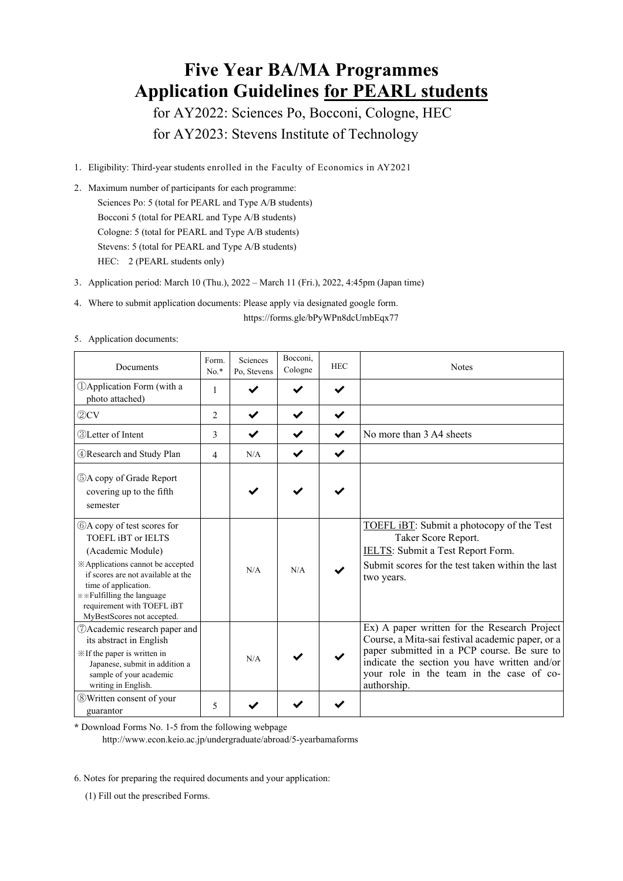# Five Year BA/MA Programmes
# Application Guidelines for PEARL students

for AY2022: Sciences Po, Bocconi, Cologne, HEC

for AY2023: Stevens Institute of Technology

1. Eligibility: Third-year students enrolled in the Faculty of Economics in AY2021

2. Maximum number of participants for each programme:
   - Sciences Po: 5 (total for PEARL and Type A/B students)
   - Bocconi 5 (total for PEARL and Type A/B students)
   - Cologne: 5 (total for PEARL and Type A/B students)
   - Stevens: 5 (total for PEARL and Type A/B students)
   - HEC: 2 (PEARL students only)

3. Application period: March 10 (Thu.), 2022 – March 11 (Fri.), 2022, 4:45pm (Japan time)

4. Where to submit application documents: Please apply via designated google form.
   https://forms.gle/bPyWPn8dcUmbEqx77

5. Application documents:

| Documents | Form. No.* | Sciences Po, Stevens | Bocconi, Cologne | HEC | Notes |
|---|---|---|---|---|---|
| ①Application Form (with a photo attached) | 1 | ✔ | ✔ | ✔ | |
| ②CV | 2 | ✔ | ✔ | ✔ | |
| ③Letter of Intent | 3 | ✔ | ✔ | ✔ | No more than 3 A4 sheets |
| ④Research and Study Plan | 4 | N/A | ✔ | ✔ | |
| ⑤A copy of Grade Report covering up to the fifth semester | | ✔ | ✔ | ✔ | |
| ⑥A copy of test scores for TOEFL iBT or IELTS (Academic Module) ※Applications cannot be accepted if scores are not available at the time of application. ※※Fulfilling the language requirement with TOEFL iBT MyBestScores not accepted. | | N/A | N/A | ✔ | TOEFL iBT: Submit a photocopy of the Test Taker Score Report. IELTS: Submit a Test Report Form. Submit scores for the test taken within the last two years. |
| ⑦Academic research paper and its abstract in English ※If the paper is written in Japanese, submit in addition a sample of your academic writing in English. | | N/A | ✔ | ✔ | Ex) A paper written for the Research Project Course, a Mita-sai festival academic paper, or a paper submitted in a PCP course. Be sure to indicate the section you have written and/or your role in the team in the case of co-authorship. |
| ⑧Written consent of your guarantor | 5 | ✔ | ✔ | ✔ | |

* Download Forms No. 1-5 from the following webpage
http://www.econ.keio.ac.jp/undergraduate/abroad/5-yearbamaforms

6. Notes for preparing the required documents and your application:

   (1) Fill out the prescribed Forms.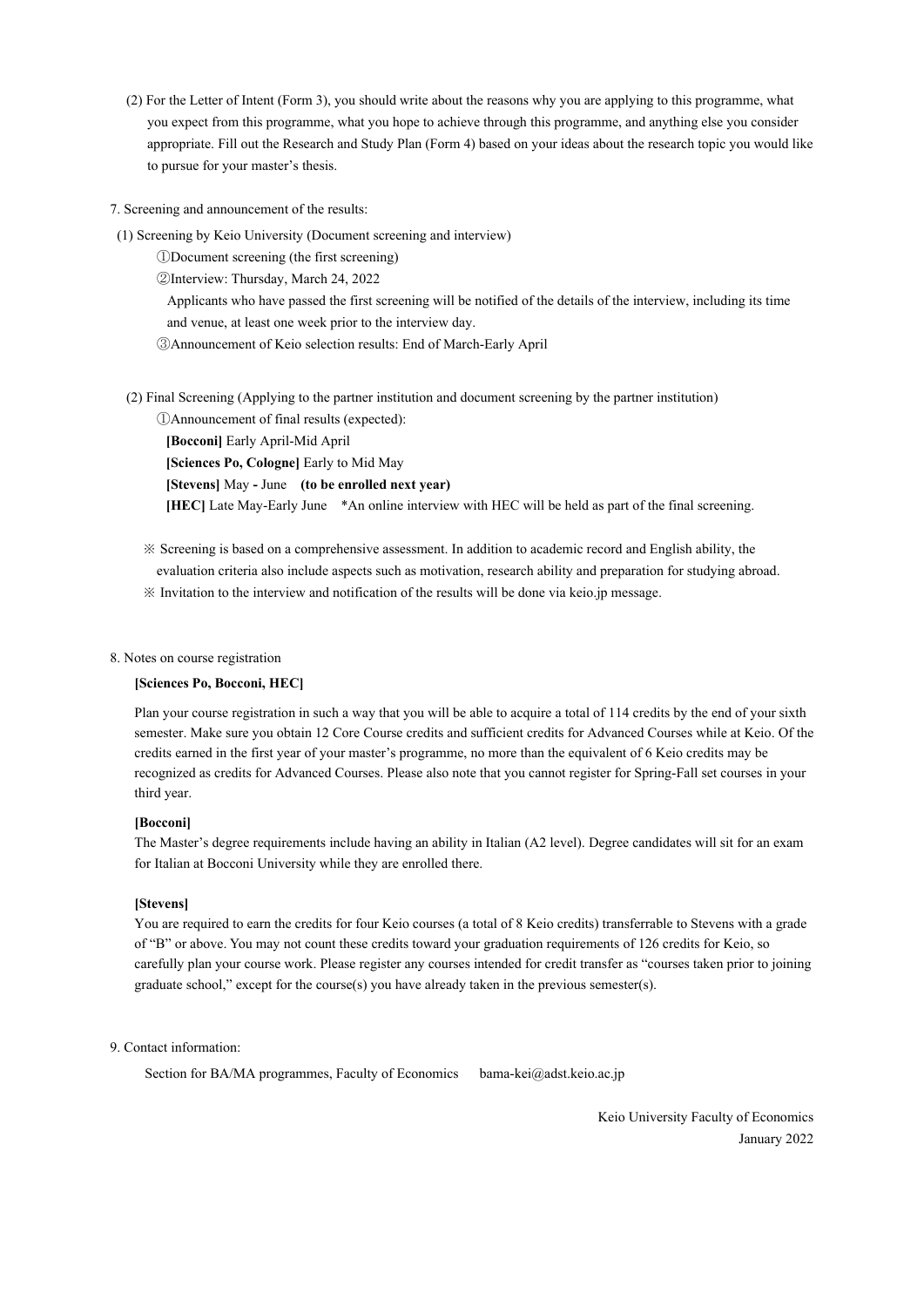(2) For the Letter of Intent (Form 3), you should write about the reasons why you are applying to this programme, what you expect from this programme, what you hope to achieve through this programme, and anything else you consider appropriate. Fill out the Research and Study Plan (Form 4) based on your ideas about the research topic you would like to pursue for your master's thesis.

7. Screening and announcement of the results:

(1) Screening by Keio University (Document screening and interview)

①Document screening (the first screening)

②Interview: Thursday, March 24, 2022

Applicants who have passed the first screening will be notified of the details of the interview, including its time and venue, at least one week prior to the interview day.

③Announcement of Keio selection results: End of March-Early April

(2) Final Screening (Applying to the partner institution and document screening by the partner institution)

①Announcement of final results (expected):

**[Bocconi]** Early April-Mid April

**[Sciences Po, Cologne]** Early to Mid May

**[Stevens]** May - June **(to be enrolled next year)**

**[HEC]** Late May-Early June *An online interview with HEC will be held as part of the final screening.

※ Screening is based on a comprehensive assessment. In addition to academic record and English ability, the evaluation criteria also include aspects such as motivation, research ability and preparation for studying abroad.

※ Invitation to the interview and notification of the results will be done via keio.jp message.

8. Notes on course registration

**[Sciences Po, Bocconi, HEC]**

Plan your course registration in such a way that you will be able to acquire a total of 114 credits by the end of your sixth semester. Make sure you obtain 12 Core Course credits and sufficient credits for Advanced Courses while at Keio. Of the credits earned in the first year of your master's programme, no more than the equivalent of 6 Keio credits may be recognized as credits for Advanced Courses. Please also note that you cannot register for Spring-Fall set courses in your third year.

**[Bocconi]**

The Master's degree requirements include having an ability in Italian (A2 level). Degree candidates will sit for an exam for Italian at Bocconi University while they are enrolled there.

**[Stevens]**

You are required to earn the credits for four Keio courses (a total of 8 Keio credits) transferrable to Stevens with a grade of "B" or above. You may not count these credits toward your graduation requirements of 126 credits for Keio, so carefully plan your course work. Please register any courses intended for credit transfer as "courses taken prior to joining graduate school," except for the course(s) you have already taken in the previous semester(s).

9. Contact information:

Section for BA/MA programmes, Faculty of Economics bama-kei@adst.keio.ac.jp

Keio University Faculty of Economics

January 2022